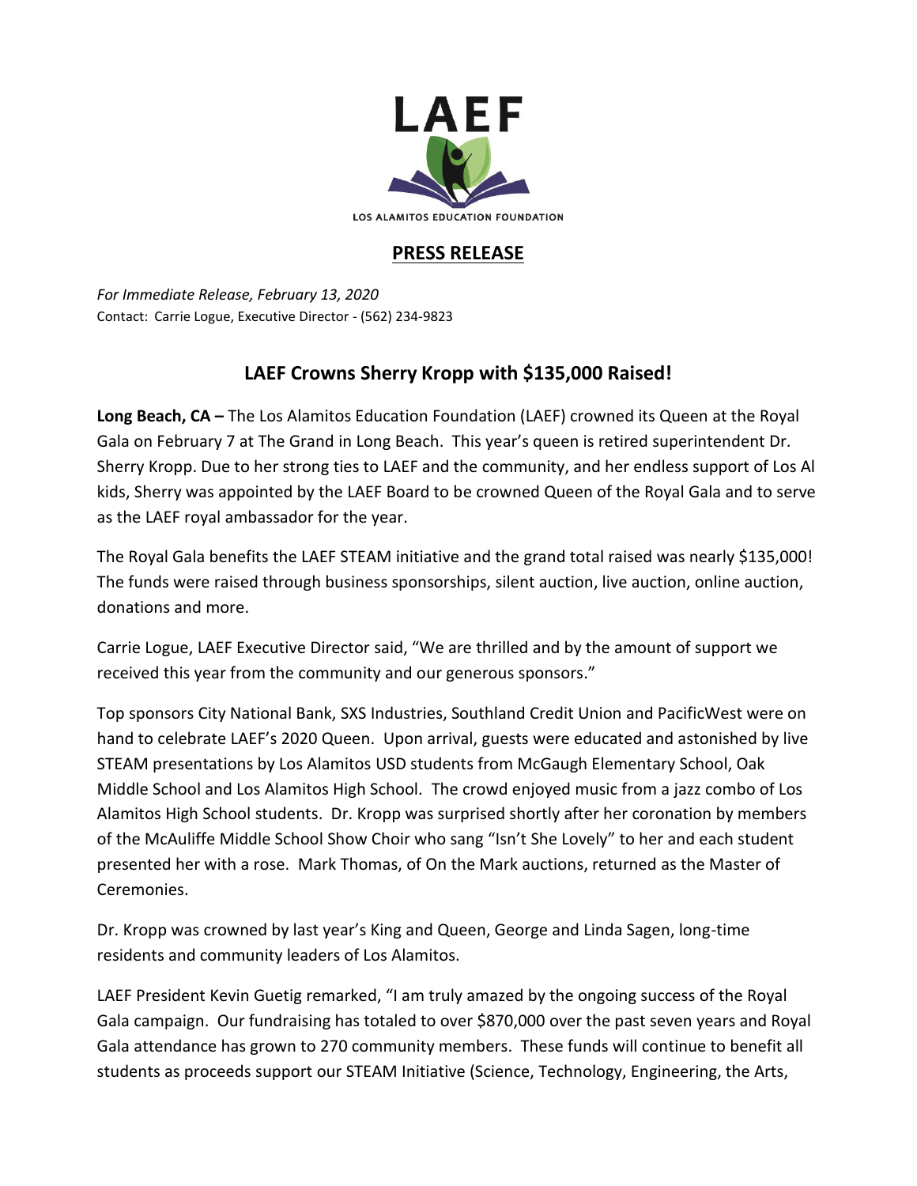LAEF

LOS ALAMITOS EDUCATION FOUNDATION

## PRESS RELEASE

*For Immediate Release, February 13, 2020*
Contact: Carrie Logue, Executive Director - (562) 234-9823

# LAEF Crowns Sherry Kropp with $135,000 Raised!

**Long Beach, CA –** The Los Alamitos Education Foundation (LAEF) crowned its Queen at the Royal Gala on February 7 at The Grand in Long Beach. This year's queen is retired superintendent Dr. Sherry Kropp. Due to her strong ties to LAEF and the community, and her endless support of Los Al kids, Sherry was appointed by the LAEF Board to be crowned Queen of the Royal Gala and to serve as the LAEF royal ambassador for the year.

The Royal Gala benefits the LAEF STEAM initiative and the grand total raised was nearly $135,000! The funds were raised through business sponsorships, silent auction, live auction, online auction, donations and more.

Carrie Logue, LAEF Executive Director said, "We are thrilled and by the amount of support we received this year from the community and our generous sponsors."

Top sponsors City National Bank, SXS Industries, Southland Credit Union and PacificWest were on hand to celebrate LAEF's 2020 Queen. Upon arrival, guests were educated and astonished by live STEAM presentations by Los Alamitos USD students from McGaugh Elementary School, Oak Middle School and Los Alamitos High School. The crowd enjoyed music from a jazz combo of Los Alamitos High School students. Dr. Kropp was surprised shortly after her coronation by members of the McAuliffe Middle School Show Choir who sang "Isn't She Lovely" to her and each student presented her with a rose. Mark Thomas, of On the Mark auctions, returned as the Master of Ceremonies.

Dr. Kropp was crowned by last year's King and Queen, George and Linda Sagen, long-time residents and community leaders of Los Alamitos.

LAEF President Kevin Guetig remarked, "I am truly amazed by the ongoing success of the Royal Gala campaign. Our fundraising has totaled to over $870,000 over the past seven years and Royal Gala attendance has grown to 270 community members. These funds will continue to benefit all students as proceeds support our STEAM Initiative (Science, Technology, Engineering, the Arts,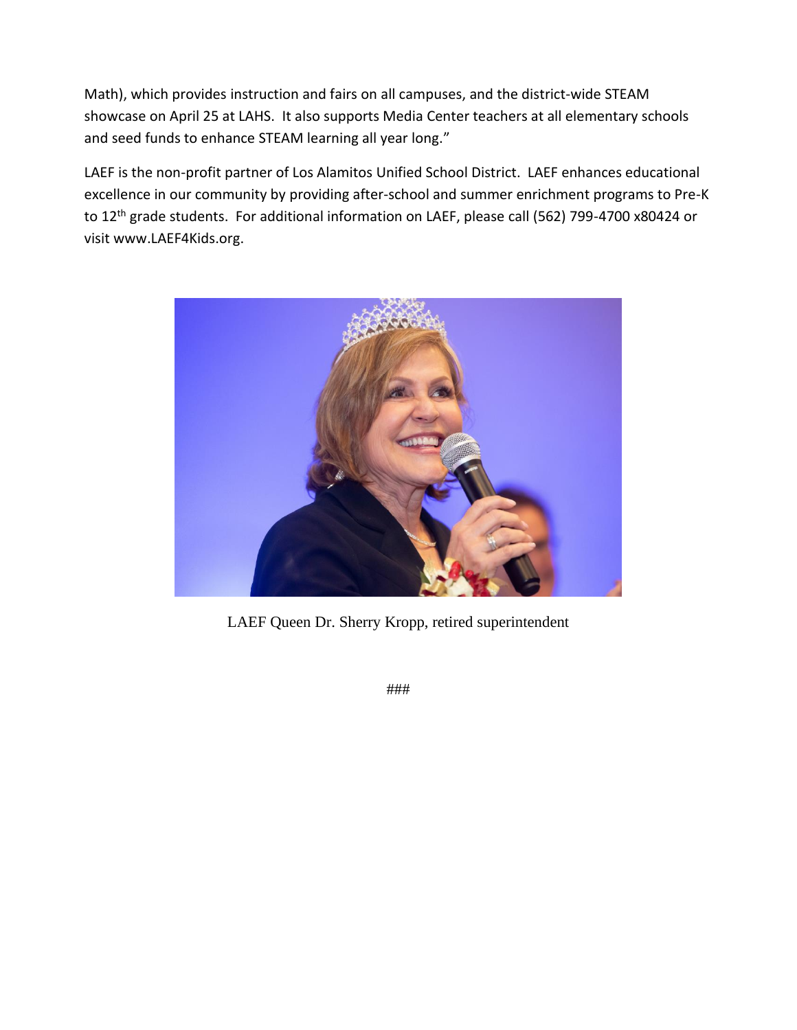Math), which provides instruction and fairs on all campuses, and the district-wide STEAM showcase on April 25 at LAHS. It also supports Media Center teachers at all elementary schools and seed funds to enhance STEAM learning all year long."

LAEF is the non-profit partner of Los Alamitos Unified School District. LAEF enhances educational excellence in our community by providing after-school and summer enrichment programs to Pre-K to 12th grade students. For additional information on LAEF, please call (562) 799-4700 x80424 or visit www.LAEF4Kids.org.

LAEF Queen Dr. Sherry Kropp, retired superintendent

###